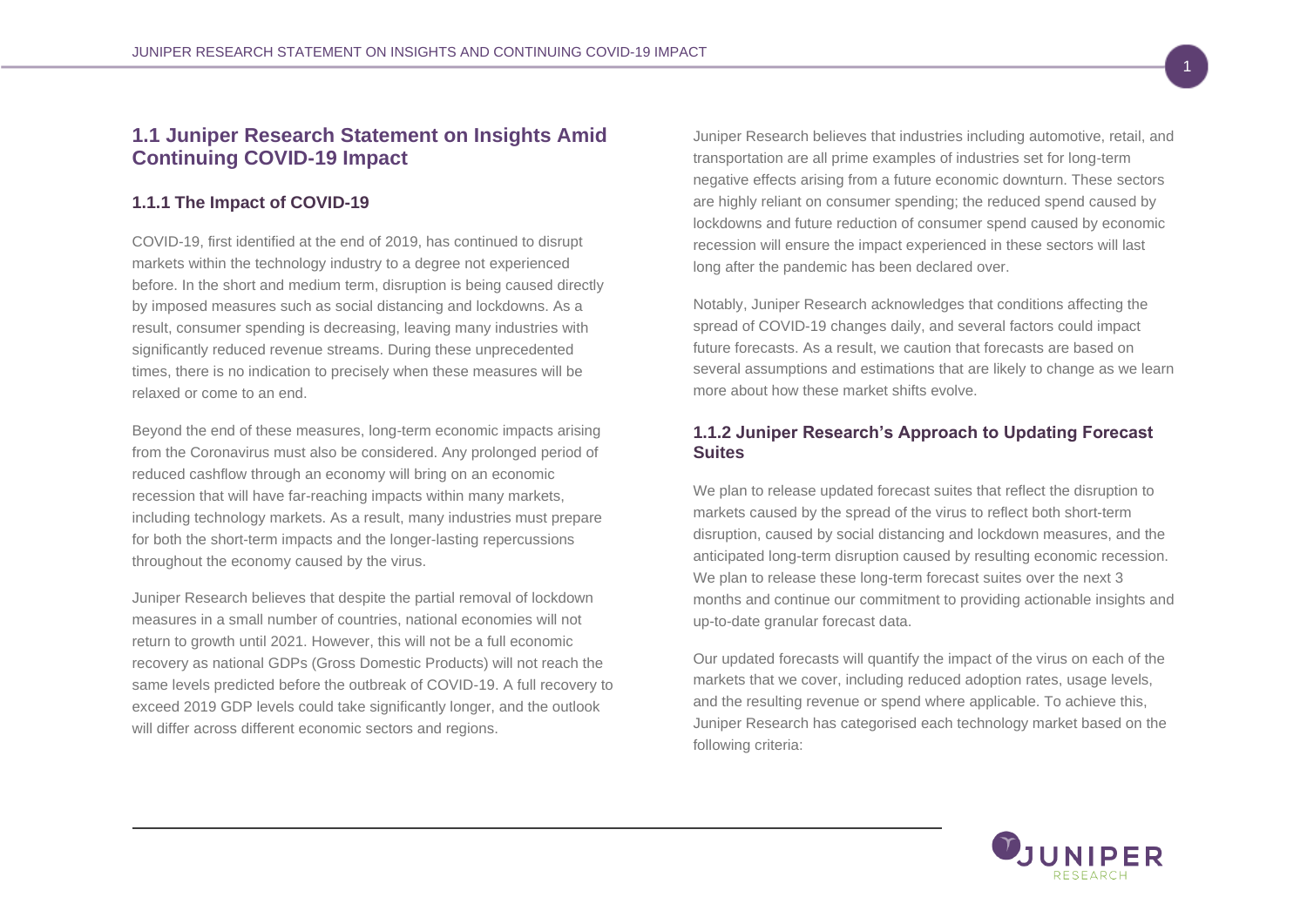## 1.1 Juniper Research Statement on Insights Amid Continuing COVID-19 Impact

### 1.1.1 The Impact of COVID-19

COVID-19, first identified at the end of 2019, has continued to disrupt markets within the technology industry to a degree not experienced before. In the short and medium term, disruption is being caused directly by imposed measures such as social distancing and lockdowns. As a result, consumer spending is decreasing, leaving many industries with significantly reduced revenue streams. During these unprecedented times, there is no indication to precisely when these measures will be relaxed or come to an end.

Beyond the end of these measures, long-term economic impacts arising from the Coronavirus must also be considered. Any prolonged period of reduced cashflow through an economy will bring on an economic recession that will have far-reaching impacts within many markets, including technology markets. As a result, many industries must prepare for both the short-term impacts and the longer-lasting repercussions throughout the economy caused by the virus.

Juniper Research believes that despite the partial removal of lockdown measures in a small number of countries, national economies will not return to growth until 2021. However, this will not be a full economic recovery as national GDPs (Gross Domestic Products) will not reach the same levels predicted before the outbreak of COVID-19. A full recovery to exceed 2019 GDP levels could take significantly longer, and the outlook will differ across different economic sectors and regions.

Juniper Research believes that industries including automotive, retail, and transportation are all prime examples of industries set for long-term negative effects arising from a future economic downturn. These sectors are highly reliant on consumer spending; the reduced spend caused by lockdowns and future reduction of consumer spend caused by economic recession will ensure the impact experienced in these sectors will last long after the pandemic has been declared over.

Notably, Juniper Research acknowledges that conditions affecting the spread of COVID-19 changes daily, and several factors could impact future forecasts. As a result, we caution that forecasts are based on several assumptions and estimations that are likely to change as we learn more about how these market shifts evolve.

### 1.1.2 Juniper Research's Approach to Updating Forecast Suites

We plan to release updated forecast suites that reflect the disruption to markets caused by the spread of the virus to reflect both short-term disruption, caused by social distancing and lockdown measures, and the anticipated long-term disruption caused by resulting economic recession. We plan to release these long-term forecast suites over the next 3 months and continue our commitment to providing actionable insights and up-to-date granular forecast data.

Our updated forecasts will quantify the impact of the virus on each of the markets that we cover, including reduced adoption rates, usage levels, and the resulting revenue or spend where applicable. To achieve this, Juniper Research has categorised each technology market based on the following criteria: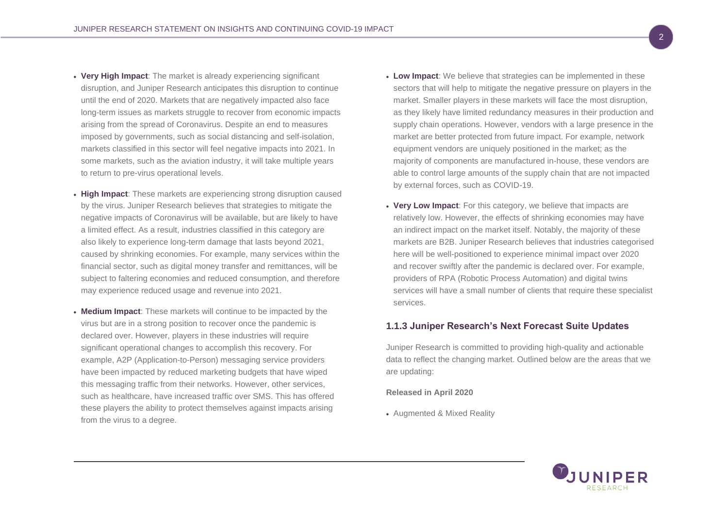- **Very High Impact**: The market is already experiencing significant disruption, and Juniper Research anticipates this disruption to continue until the end of 2020. Markets that are negatively impacted also face long-term issues as markets struggle to recover from economic impacts arising from the spread of Coronavirus. Despite an end to measures imposed by governments, such as social distancing and self-isolation, markets classified in this sector will feel negative impacts into 2021. In some markets, such as the aviation industry, it will take multiple years to return to pre-virus operational levels.
- **High Impact**: These markets are experiencing strong disruption caused by the virus. Juniper Research believes that strategies to mitigate the negative impacts of Coronavirus will be available, but are likely to have a limited effect. As a result, industries classified in this category are also likely to experience long-term damage that lasts beyond 2021, caused by shrinking economies. For example, many services within the financial sector, such as digital money transfer and remittances, will be subject to faltering economies and reduced consumption, and therefore may experience reduced usage and revenue into 2021.
- **Medium Impact**: These markets will continue to be impacted by the virus but are in a strong position to recover once the pandemic is declared over. However, players in these industries will require significant operational changes to accomplish this recovery. For example, A2P (Application-to-Person) messaging service providers have been impacted by reduced marketing budgets that have wiped this messaging traffic from their networks. However, other services, such as healthcare, have increased traffic over SMS. This has offered these players the ability to protect themselves against impacts arising from the virus to a degree.
- **Low Impact**: We believe that strategies can be implemented in these sectors that will help to mitigate the negative pressure on players in the market. Smaller players in these markets will face the most disruption, as they likely have limited redundancy measures in their production and supply chain operations. However, vendors with a large presence in the market are better protected from future impact. For example, network equipment vendors are uniquely positioned in the market; as the majority of components are manufactured in-house, these vendors are able to control large amounts of the supply chain that are not impacted by external forces, such as COVID-19.
- **Very Low Impact**: For this category, we believe that impacts are relatively low. However, the effects of shrinking economies may have an indirect impact on the market itself. Notably, the majority of these markets are B2B. Juniper Research believes that industries categorised here will be well-positioned to experience minimal impact over 2020 and recover swiftly after the pandemic is declared over. For example, providers of RPA (Robotic Process Automation) and digital twins services will have a small number of clients that require these specialist services.

### 1.1.3 Juniper Research's Next Forecast Suite Updates

Juniper Research is committed to providing high-quality and actionable data to reflect the changing market. Outlined below are the areas that we are updating:

**Released in April 2020**

- Augmented & Mixed Reality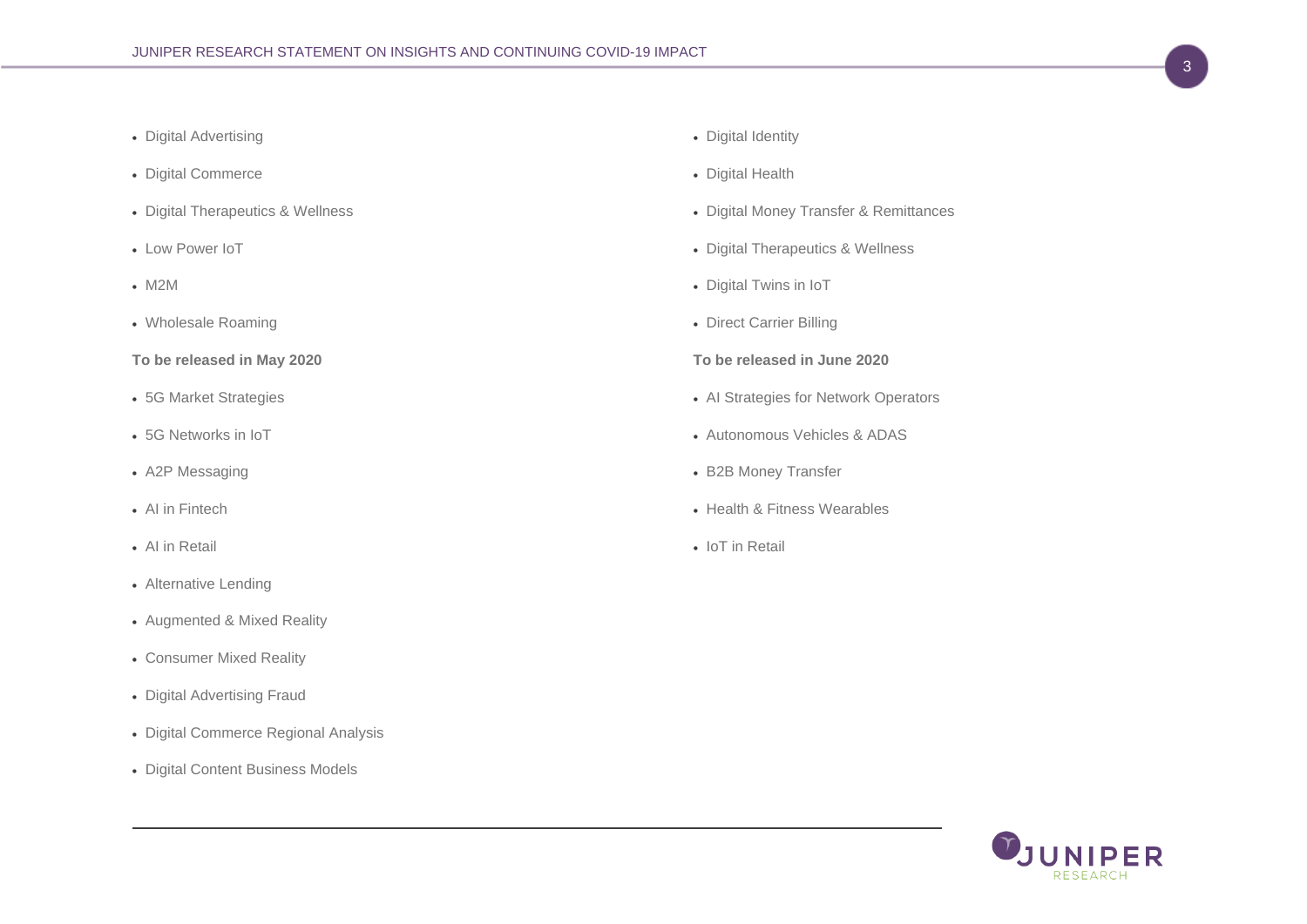- Digital Advertising
- Digital Commerce
- Digital Therapeutics & Wellness
- Low Power IoT
- M2M
- Wholesale Roaming

**To be released in May 2020**

- 5G Market Strategies
- 5G Networks in IoT
- A2P Messaging
- AI in Fintech
- AI in Retail
- Alternative Lending
- Augmented & Mixed Reality
- Consumer Mixed Reality
- Digital Advertising Fraud
- Digital Commerce Regional Analysis
- Digital Content Business Models
- Digital Identity
- Digital Health
- Digital Money Transfer & Remittances
- Digital Therapeutics & Wellness
- Digital Twins in IoT
- Direct Carrier Billing

**To be released in June 2020**

- AI Strategies for Network Operators
- Autonomous Vehicles & ADAS
- B2B Money Transfer
- Health & Fitness Wearables
- IoT in Retail